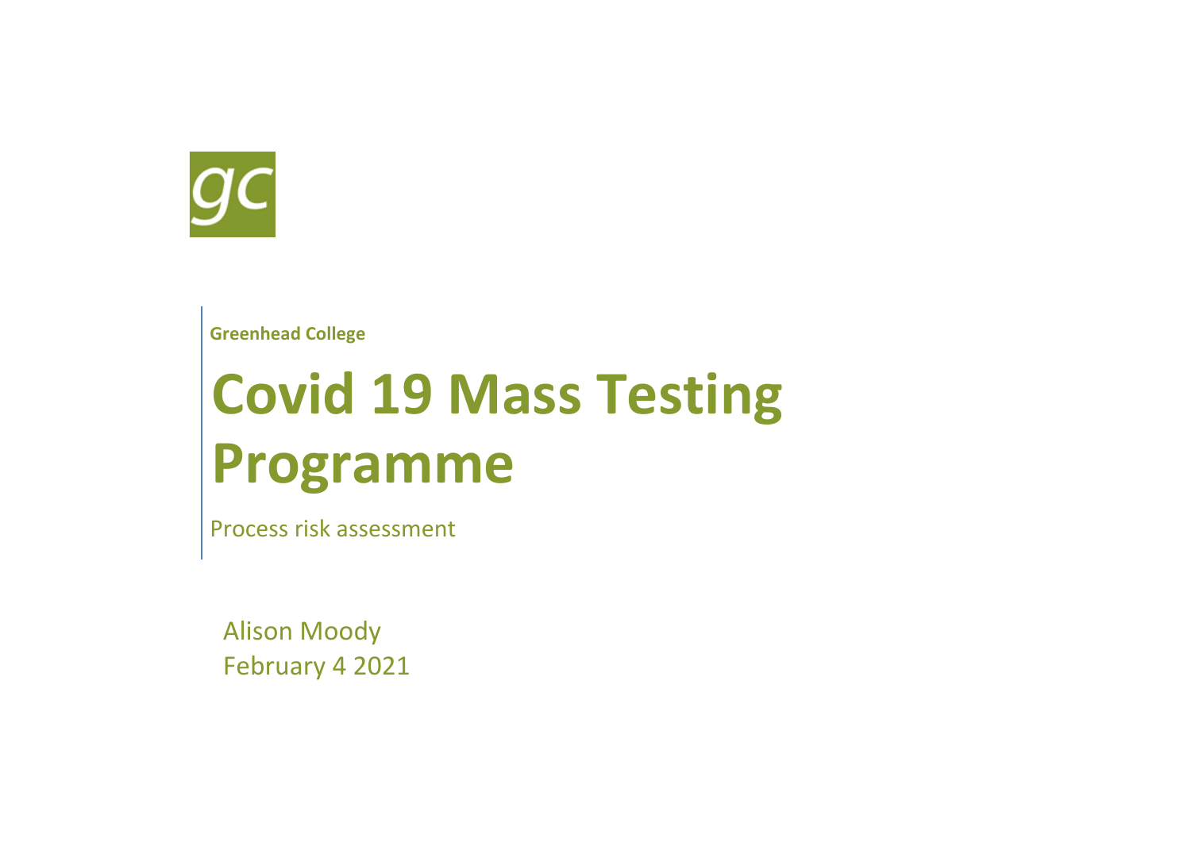gc

**Greenhead College**

# Covid 19 Mass Testing Programme

Process risk assessment

Alison Moody
February 4 2021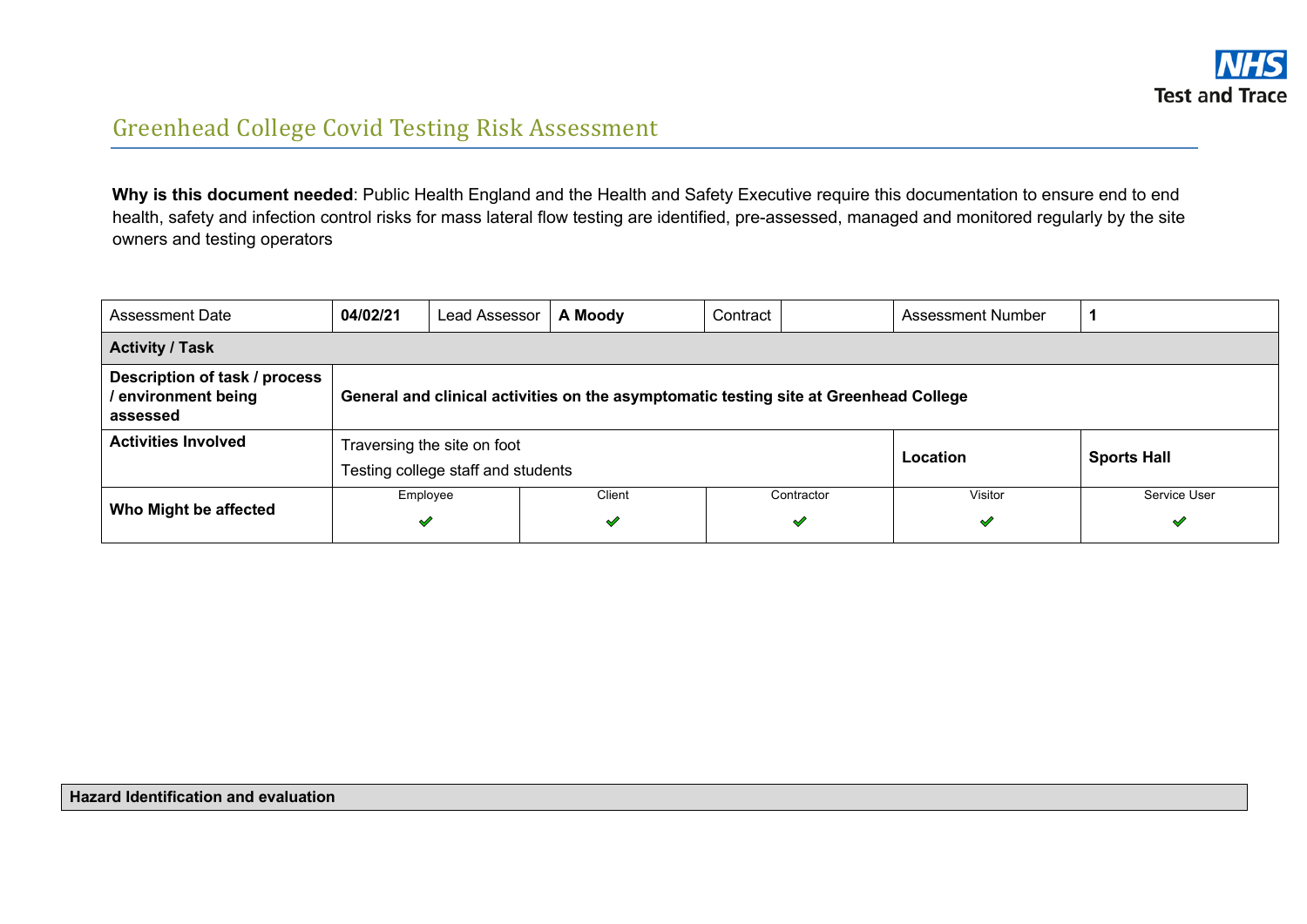# Greenhead College Covid Testing Risk Assessment

**Why is this document needed**: Public Health England and the Health and Safety Executive require this documentation to ensure end to end health, safety and infection control risks for mass lateral flow testing are identified, pre-assessed, managed and monitored regularly by the site owners and testing operators

| Assessment Date | **04/02/21** | Lead Assessor | **A Moody** | Contract | | Assessment Number | **1** |
|---|---|---|---|---|---|---|---|
| **Activity / Task** | | | | | | | |
| **Description of task / process / environment being assessed** | **General and clinical activities on the asymptomatic testing site at Greenhead College** | | | | | | |
| **Activities Involved** | Traversing the site on foot<br>Testing college staff and students | | | | | **Location** | **Sports Hall** |
| **Who Might be affected** | Employee ✔ | | Client ✔ | | Contractor ✔ | Visitor ✔ | Service User ✔ |

| **Hazard Identification and evaluation** |
|---|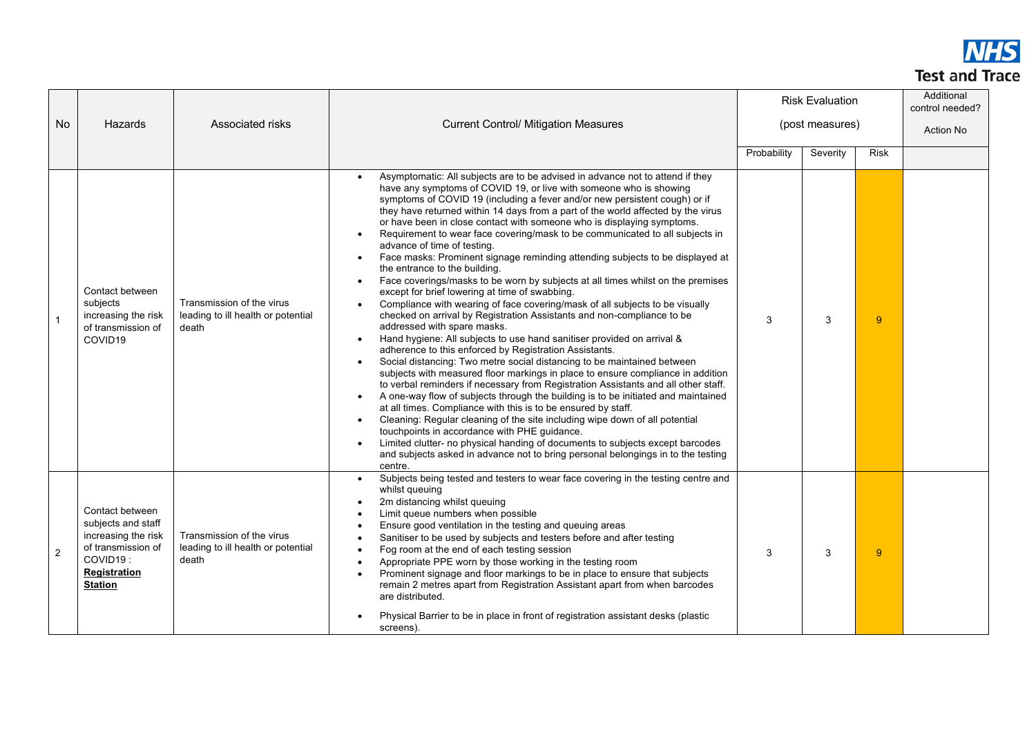| No | Hazards | Associated risks | Current Control/ Mitigation Measures | Risk Evaluation (post measures) | | | Additional control needed? Action No |
|---|---|---|---|---|---|---|---|
| | | | | Probability | Severity | Risk | |
| 1 | Contact between subjects increasing the risk of transmission of COVID19 | Transmission of the virus leading to ill health or potential death | • Asymptomatic: All subjects are to be advised in advance not to attend if they have any symptoms of COVID 19, or live with someone who is showing symptoms of COVID 19 (including a fever and/or new persistent cough) or if they have returned within 14 days from a part of the world affected by the virus or have been in close contact with someone who is displaying symptoms.<br>• Requirement to wear face covering/mask to be communicated to all subjects in advance of time of testing.<br>• Face masks: Prominent signage reminding attending subjects to be displayed at the entrance to the building.<br>• Face coverings/masks to be worn by subjects at all times whilst on the premises except for brief lowering at time of swabbing.<br>• Compliance with wearing of face covering/mask of all subjects to be visually checked on arrival by Registration Assistants and non-compliance to be addressed with spare masks.<br>• Hand hygiene: All subjects to use hand sanitiser provided on arrival & adherence to this enforced by Registration Assistants.<br>• Social distancing: Two metre social distancing to be maintained between subjects with measured floor markings in place to ensure compliance in addition to verbal reminders if necessary from Registration Assistants and all other staff.<br>• A one-way flow of subjects through the building is to be initiated and maintained at all times. Compliance with this is to be ensured by staff.<br>• Cleaning: Regular cleaning of the site including wipe down of all potential touchpoints in accordance with PHE guidance.<br>• Limited clutter- no physical handing of documents to subjects except barcodes and subjects asked in advance not to bring personal belongings in to the testing centre. | 3 | 3 | 9 | |
| 2 | Contact between subjects and staff increasing the risk of transmission of COVID19 : **Registration Station** | Transmission of the virus leading to ill health or potential death | • Subjects being tested and testers to wear face covering in the testing centre and whilst queuing<br>• 2m distancing whilst queuing<br>• Limit queue numbers when possible<br>• Ensure good ventilation in the testing and queuing areas<br>• Sanitiser to be used by subjects and testers before and after testing<br>• Fog room at the end of each testing session<br>• Appropriate PPE worn by those working in the testing room<br>• Prominent signage and floor markings to be in place to ensure that subjects remain 2 metres apart from Registration Assistant apart from when barcodes are distributed.<br>• Physical Barrier to be in place in front of registration assistant desks (plastic screens). | 3 | 3 | 9 | |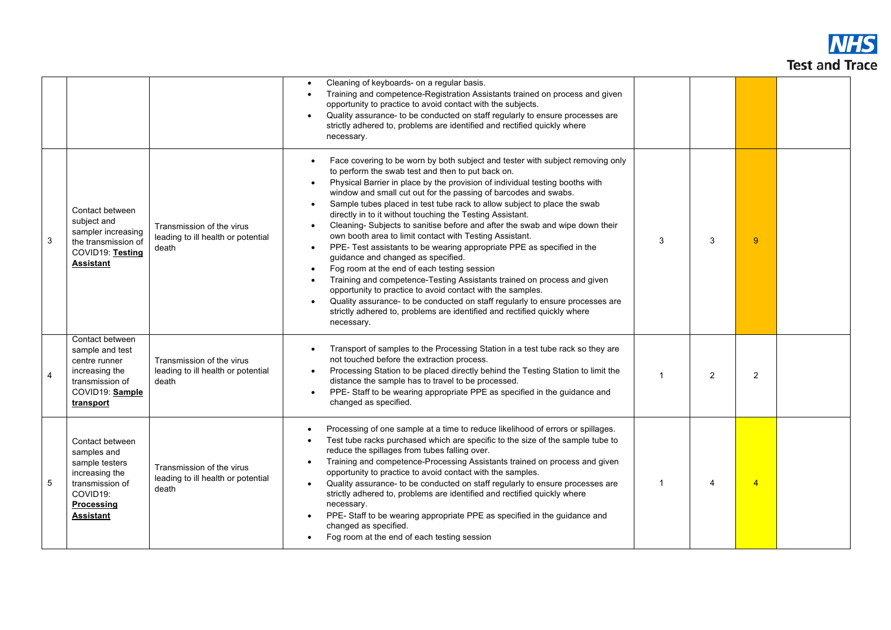|  |  |  |  |  |  |  |  |
|---|---|---|---|---|---|---|---|
|  |  |  | • Cleaning of keyboards- on a regular basis.<br>• Training and competence-Registration Assistants trained on process and given opportunity to practice to avoid contact with the subjects.<br>• Quality assurance- to be conducted on staff regularly to ensure processes are strictly adhered to, problems are identified and rectified quickly where necessary. |  |  |  |  |
| 3 | Contact between subject and sampler increasing the transmission of COVID19: **Testing Assistant** | Transmission of the virus leading to ill health or potential death | • Face covering to be worn by both subject and tester with subject removing only to perform the swab test and then to put back on.<br>• Physical Barrier in place by the provision of individual testing booths with window and small cut out for the passing of barcodes and swabs.<br>• Sample tubes placed in test tube rack to allow subject to place the swab directly in to it without touching the Testing Assistant.<br>• Cleaning- Subjects to sanitise before and after the swab and wipe down their own booth area to limit contact with Testing Assistant.<br>• PPE- Test assistants to be wearing appropriate PPE as specified in the guidance and changed as specified.<br>• Fog room at the end of each testing session<br>• Training and competence-Testing Assistants trained on process and given opportunity to practice to avoid contact with the samples.<br>• Quality assurance- to be conducted on staff regularly to ensure processes are strictly adhered to, problems are identified and rectified quickly where necessary. | 3 | 3 | 9 |  |
| 4 | Contact between sample and test centre runner increasing the transmission of COVID19: **Sample transport** | Transmission of the virus leading to ill health or potential death | • Transport of samples to the Processing Station in a test tube rack so they are not touched before the extraction process.<br>• Processing Station to be placed directly behind the Testing Station to limit the distance the sample has to travel to be processed.<br>• PPE- Staff to be wearing appropriate PPE as specified in the guidance and changed as specified. | 1 | 2 | 2 |  |
| 5 | Contact between samples and sample testers increasing the transmission of COVID19: **Processing Assistant** | Transmission of the virus leading to ill health or potential death | • Processing of one sample at a time to reduce likelihood of errors or spillages.<br>• Test tube racks purchased which are specific to the size of the sample tube to reduce the spillages from tubes falling over.<br>• Training and competence-Processing Assistants trained on process and given opportunity to practice to avoid contact with the samples.<br>• Quality assurance- to be conducted on staff regularly to ensure processes are strictly adhered to, problems are identified and rectified quickly where necessary.<br>• PPE- Staff to be wearing appropriate PPE as specified in the guidance and changed as specified.<br>• Fog room at the end of each testing session | 1 | 4 | 4 |  |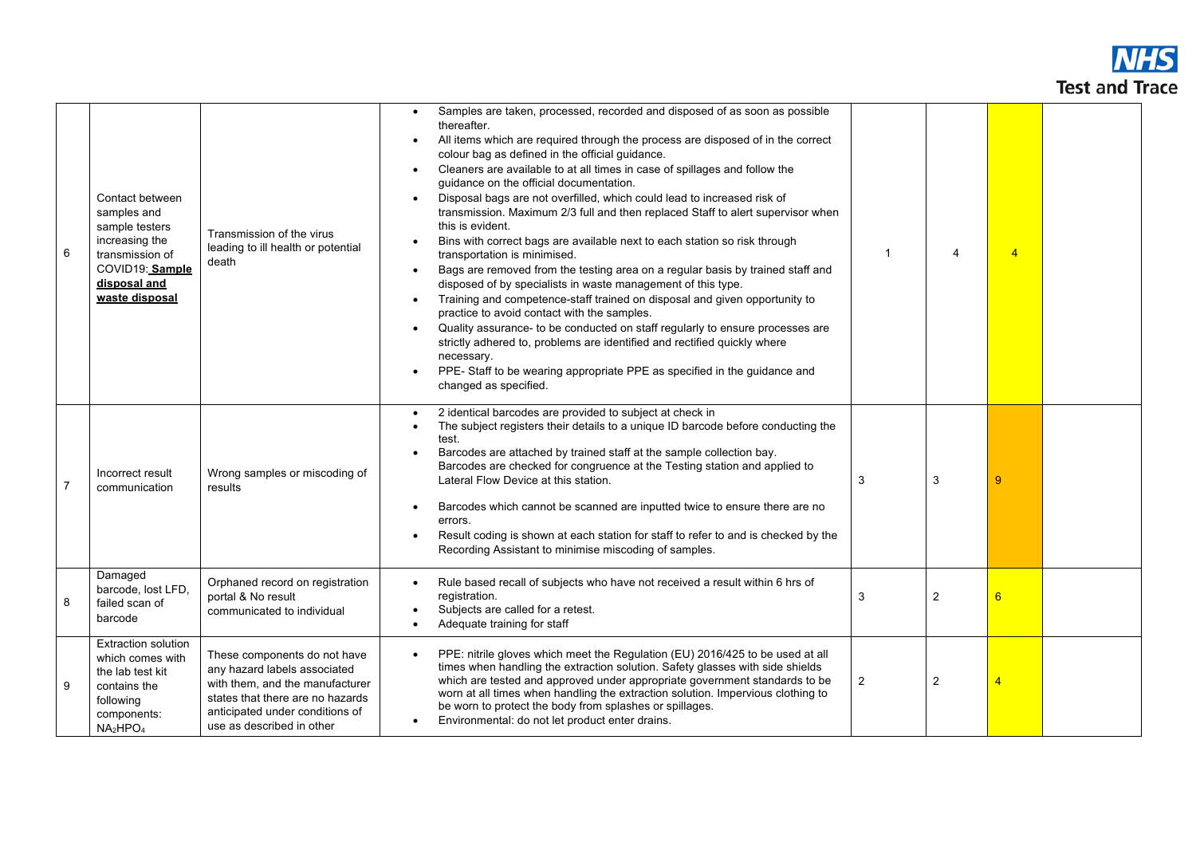| | | | | | | | |
|---|---|---|---|---|---|---|---|
| 6 | Contact between samples and sample testers increasing the transmission of COVID19: **Sample disposal and waste disposal** | Transmission of the virus leading to ill health or potential death | • Samples are taken, processed, recorded and disposed of as soon as possible thereafter.<br>• All items which are required through the process are disposed of in the correct colour bag as defined in the official guidance.<br>• Cleaners are available to at all times in case of spillages and follow the guidance on the official documentation.<br>• Disposal bags are not overfilled, which could lead to increased risk of transmission. Maximum 2/3 full and then replaced Staff to alert supervisor when this is evident.<br>• Bins with correct bags are available next to each station so risk through transportation is minimised.<br>• Bags are removed from the testing area on a regular basis by trained staff and disposed of by specialists in waste management of this type.<br>• Training and competence-staff trained on disposal and given opportunity to practice to avoid contact with the samples.<br>• Quality assurance- to be conducted on staff regularly to ensure processes are strictly adhered to, problems are identified and rectified quickly where necessary.<br>• PPE- Staff to be wearing appropriate PPE as specified in the guidance and changed as specified. | 1 | 4 | 4 | |
| 7 | Incorrect result communication | Wrong samples or miscoding of results | • 2 identical barcodes are provided to subject at check in<br>• The subject registers their details to a unique ID barcode before conducting the test.<br>• Barcodes are attached by trained staff at the sample collection bay. Barcodes are checked for congruence at the Testing station and applied to Lateral Flow Device at this station.<br>• Barcodes which cannot be scanned are inputted twice to ensure there are no errors.<br>• Result coding is shown at each station for staff to refer to and is checked by the Recording Assistant to minimise miscoding of samples. | 3 | 3 | 9 | |
| 8 | Damaged barcode, lost LFD, failed scan of barcode | Orphaned record on registration portal & No result communicated to individual | • Rule based recall of subjects who have not received a result within 6 hrs of registration.<br>• Subjects are called for a retest.<br>• Adequate training for staff | 3 | 2 | 6 | |
| 9 | Extraction solution which comes with the lab test kit contains the following components: $NA_2HPO_4$ | These components do not have any hazard labels associated with them, and the manufacturer states that there are no hazards anticipated under conditions of use as described in other | • PPE: nitrile gloves which meet the Regulation (EU) 2016/425 to be used at all times when handling the extraction solution. Safety glasses with side shields which are tested and approved under appropriate government standards to be worn at all times when handling the extraction solution. Impervious clothing to be worn to protect the body from splashes or spillages.<br>• Environmental: do not let product enter drains. | 2 | 2 | 4 | |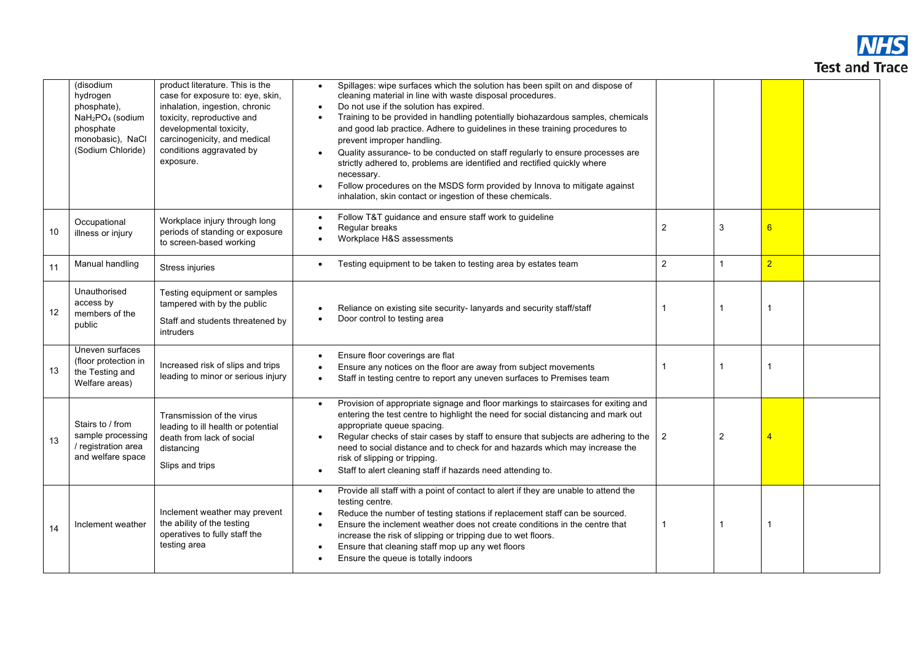| | | | | | | | |
|---|---|---|---|---|---|---|---|
| | (disodium hydrogen phosphate), $NaH_2PO_4$ (sodium phosphate monobasic), NaCl (Sodium Chloride) | product literature. This is the case for exposure to: eye, skin, inhalation, ingestion, chronic toxicity, reproductive and developmental toxicity, carcinogenicity, and medical conditions aggravated by exposure. | • Spillages: wipe surfaces which the solution has been spilt on and dispose of cleaning material in line with waste disposal procedures.<br>• Do not use if the solution has expired.<br>• Training to be provided in handling potentially biohazardous samples, chemicals and good lab practice. Adhere to guidelines in these training procedures to prevent improper handling.<br>• Quality assurance- to be conducted on staff regularly to ensure processes are strictly adhered to, problems are identified and rectified quickly where necessary.<br>• Follow procedures on the MSDS form provided by Innova to mitigate against inhalation, skin contact or ingestion of these chemicals. | | | | |
| 10 | Occupational illness or injury | Workplace injury through long periods of standing or exposure to screen-based working | • Follow T&T guidance and ensure staff work to guideline<br>• Regular breaks<br>• Workplace H&S assessments | 2 | 3 | 6 | |
| 11 | Manual handling | Stress injuries | • Testing equipment to be taken to testing area by estates team | 2 | 1 | 2 | |
| 12 | Unauthorised access by members of the public | Testing equipment or samples tampered with by the public<br><br>Staff and students threatened by intruders | • Reliance on existing site security- lanyards and security staff/staff<br>• Door control to testing area | 1 | 1 | 1 | |
| 13 | Uneven surfaces (floor protection in the Testing and Welfare areas) | Increased risk of slips and trips leading to minor or serious injury | • Ensure floor coverings are flat<br>• Ensure any notices on the floor are away from subject movements<br>• Staff in testing centre to report any uneven surfaces to Premises team | 1 | 1 | 1 | |
| 13 | Stairs to / from sample processing / registration area and welfare space | Transmission of the virus leading to ill health or potential death from lack of social distancing<br><br>Slips and trips | • Provision of appropriate signage and floor markings to staircases for exiting and entering the test centre to highlight the need for social distancing and mark out appropriate queue spacing.<br>• Regular checks of stair cases by staff to ensure that subjects are adhering to the need to social distance and to check for and hazards which may increase the risk of slipping or tripping.<br>• Staff to alert cleaning staff if hazards need attending to. | 2 | 2 | 4 | |
| 14 | Inclement weather | Inclement weather may prevent the ability of the testing operatives to fully staff the testing area | • Provide all staff with a point of contact to alert if they are unable to attend the testing centre.<br>• Reduce the number of testing stations if replacement staff can be sourced.<br>• Ensure the inclement weather does not create conditions in the centre that increase the risk of slipping or tripping due to wet floors.<br>• Ensure that cleaning staff mop up any wet floors<br>• Ensure the queue is totally indoors | 1 | 1 | 1 | |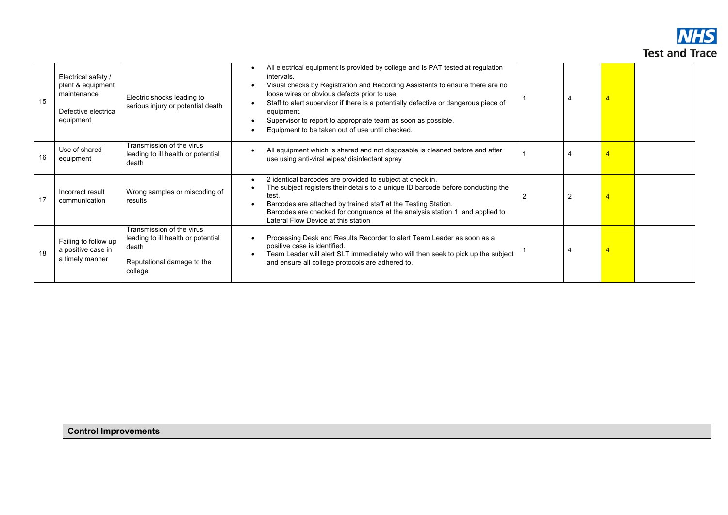| | | | | | | | |
|---|---|---|---|---|---|---|---|
| 15 | Electrical safety / plant & equipment maintenance<br><br>Defective electrical equipment | Electric shocks leading to serious injury or potential death | • All electrical equipment is provided by college and is PAT tested at regulation intervals.<br>• Visual checks by Registration and Recording Assistants to ensure there are no loose wires or obvious defects prior to use.<br>• Staff to alert supervisor if there is a potentially defective or dangerous piece of equipment.<br>• Supervisor to report to appropriate team as soon as possible.<br>• Equipment to be taken out of use until checked. | 1 | 4 | 4 | |
| 16 | Use of shared equipment | Transmission of the virus leading to ill health or potential death | • All equipment which is shared and not disposable is cleaned before and after use using anti-viral wipes/ disinfectant spray | 1 | 4 | 4 | |
| 17 | Incorrect result communication | Wrong samples or miscoding of results | • 2 identical barcodes are provided to subject at check in.<br>• The subject registers their details to a unique ID barcode before conducting the test.<br>• Barcodes are attached by trained staff at the Testing Station. Barcodes are checked for congruence at the analysis station 1 and applied to Lateral Flow Device at this station | 2 | 2 | 4 | |
| 18 | Failing to follow up a positive case in a timely manner | Transmission of the virus leading to ill health or potential death<br><br>Reputational damage to the college | • Processing Desk and Results Recorder to alert Team Leader as soon as a positive case is identified.<br>• Team Leader will alert SLT immediately who will then seek to pick up the subject and ensure all college protocols are adhered to. | 1 | 4 | 4 | |

**Control Improvements**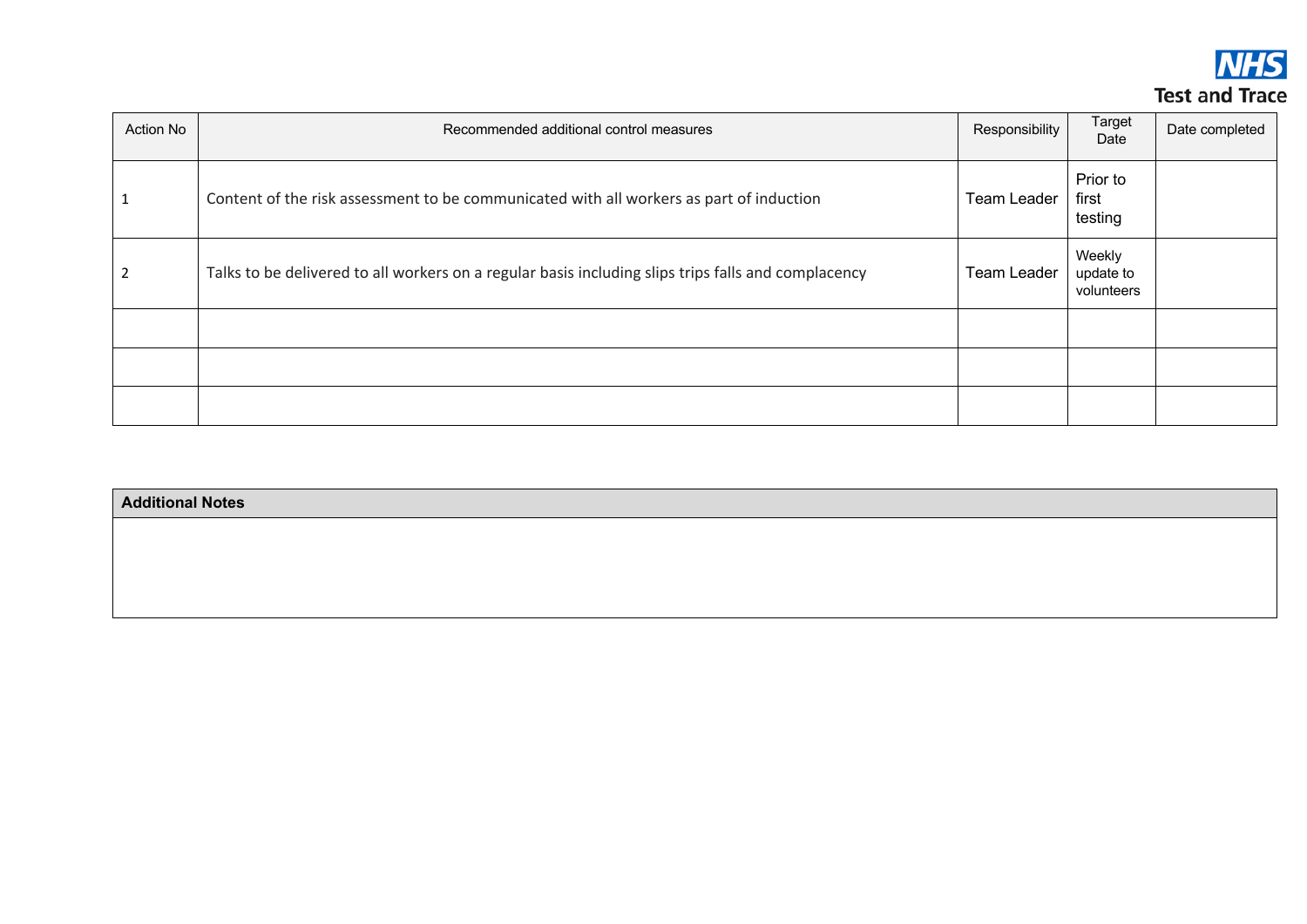| Action No | Recommended additional control measures | Responsibility | Target Date | Date completed |
|---|---|---|---|---|
| 1 | Content of the risk assessment to be communicated with all workers as part of induction | Team Leader | Prior to first testing | |
| 2 | Talks to be delivered to all workers on a regular basis including slips trips falls and complacency | Team Leader | Weekly update to volunteers | |
| | | | | |
| | | | | |
| | | | | |

| **Additional Notes** |
|---|
| |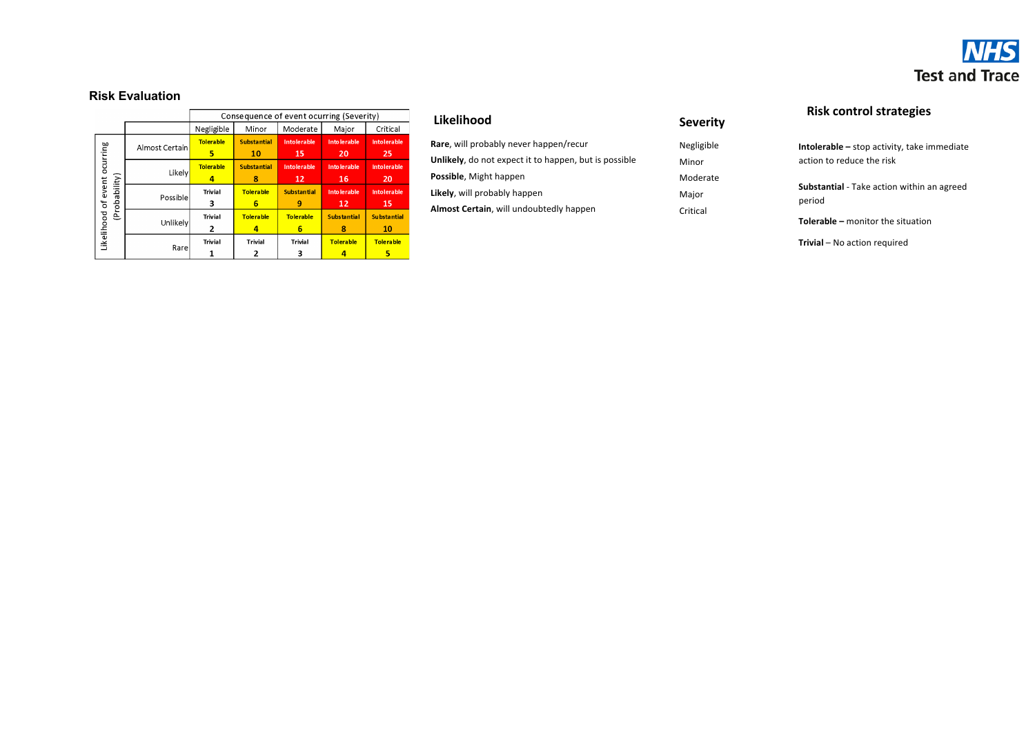**NHS Test and Trace**

## Risk Evaluation

| Likelihood of event ocurring (Probability) | Consequence of event ocurring (Severity) | | | | |
|---|---|---|---|---|---|
| | Negligible | Minor | Moderate | Major | Critical |
| Almost Certain | Tolerable 5 | Substantial 10 | Intolerable 15 | Intolerable 20 | Intolerable 25 |
| Likely | Tolerable 4 | Substantial 8 | Intolerable 12 | Intolerable 16 | Intolerable 20 |
| Possible | Trivial 3 | Tolerable 6 | Substantial 9 | Intolerable 12 | Intolerable 15 |
| Unlikely | Trivial 2 | Tolerable 4 | Tolerable 6 | Substantial 8 | Substantial 10 |
| Rare | Trivial 1 | Trivial 2 | Trivial 3 | Tolerable 4 | Tolerable 5 |

### Likelihood

**Rare**, will probably never happen/recur

**Unlikely**, do not expect it to happen, but is possible

**Possible**, Might happen

**Likely**, will probably happen

**Almost Certain**, will undoubtedly happen

### Severity

Negligible

Minor

Moderate

Major

Critical

### Risk control strategies

**Intolerable –** stop activity, take immediate action to reduce the risk

**Substantial** - Take action within an agreed period

**Tolerable –** monitor the situation

**Trivial** – No action required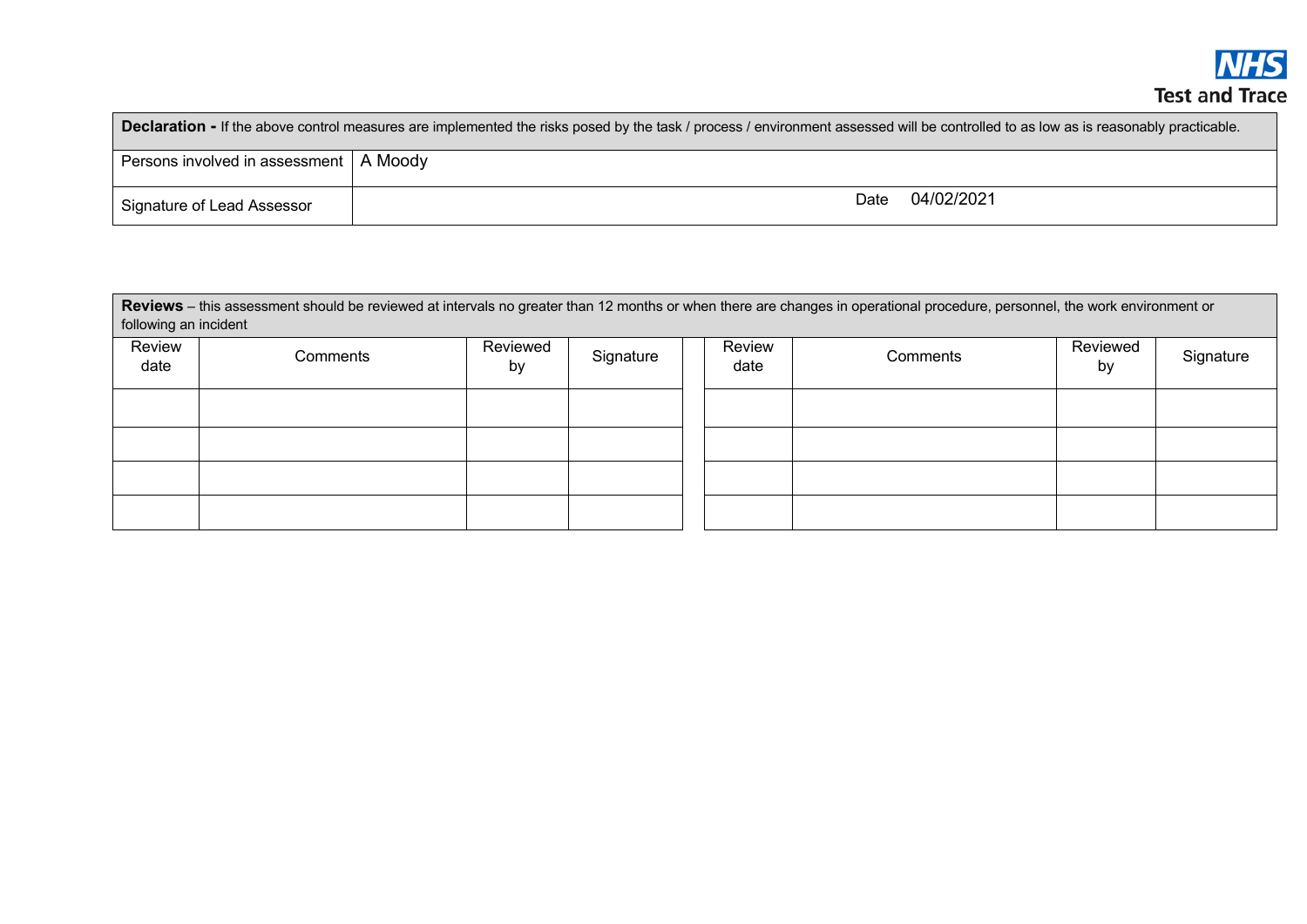| **Declaration -** If the above control measures are implemented the risks posed by the task / process / environment assessed will be controlled to as low as is reasonably practicable. | | | |
|---|---|---|---|
| Persons involved in assessment | A Moody | | |
| Signature of Lead Assessor | | Date | 04/02/2021 |

| **Reviews** – this assessment should be reviewed at intervals no greater than 12 months or when there are changes in operational procedure, personnel, the work environment or following an incident | | | | | | | |
|---|---|---|---|---|---|---|---|
| Review date | Comments | Reviewed by | Signature | Review date | Comments | Reviewed by | Signature |
| | | | | | | | |
| | | | | | | | |
| | | | | | | | |
| | | | | | | | |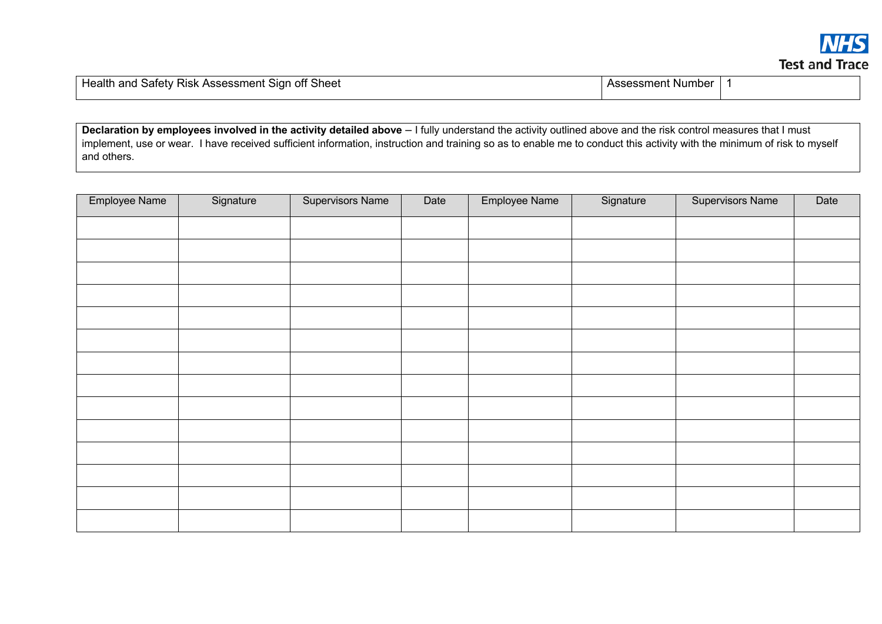NHS
Test and Trace

| Health and Safety Risk Assessment Sign off Sheet | Assessment Number | 1 |
| --- | --- | --- |

**Declaration by employees involved in the activity detailed above** – I fully understand the activity outlined above and the risk control measures that I must implement, use or wear. I have received sufficient information, instruction and training so as to enable me to conduct this activity with the minimum of risk to myself and others.

| Employee Name | Signature | Supervisors Name | Date | Employee Name | Signature | Supervisors Name | Date |
| --- | --- | --- | --- | --- | --- | --- | --- |
| | | | | | | | |
| | | | | | | | |
| | | | | | | | |
| | | | | | | | |
| | | | | | | | |
| | | | | | | | |
| | | | | | | | |
| | | | | | | | |
| | | | | | | | |
| | | | | | | | |
| | | | | | | | |
| | | | | | | | |
| | | | | | | | |
| | | | | | | | |